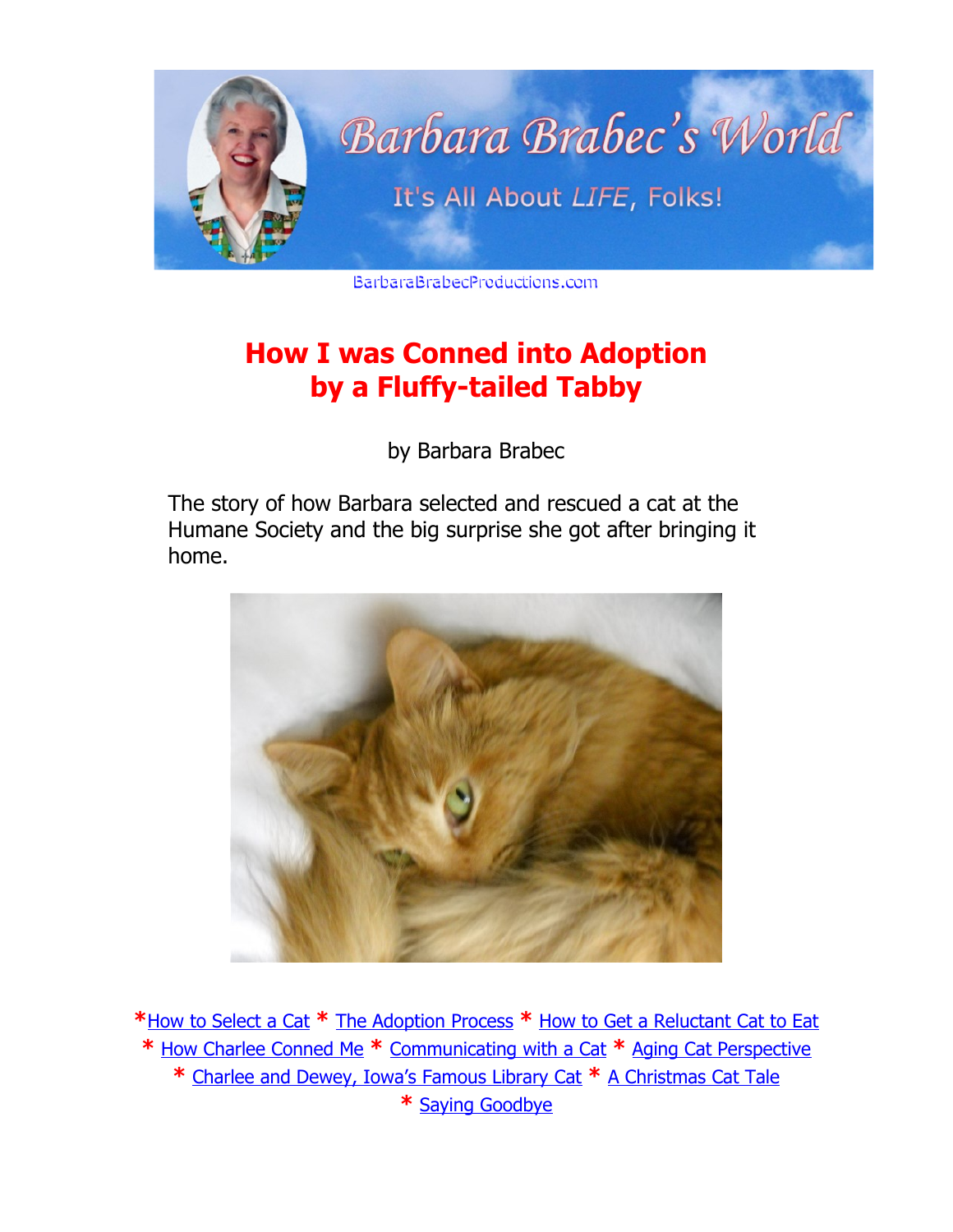Barbara Brabec's World

It's All About *LIFE*, Folks!

BarbaraBrabecProductions.com

# How I was Conned into Adoption by a Fluffy-tailed Tabby

by Barbara Brabec

The story of how Barbara selected and rescued a cat at the Humane Society and the big surprise she got after bringing it home.

*How to Select a Cat * The Adoption Process * How to Get a Reluctant Cat to Eat * How Charlee Conned Me * Communicating with a Cat * Aging Cat Perspective * Charlee and Dewey, Iowa's Famous Library Cat * A Christmas Cat Tale * Saying Goodbye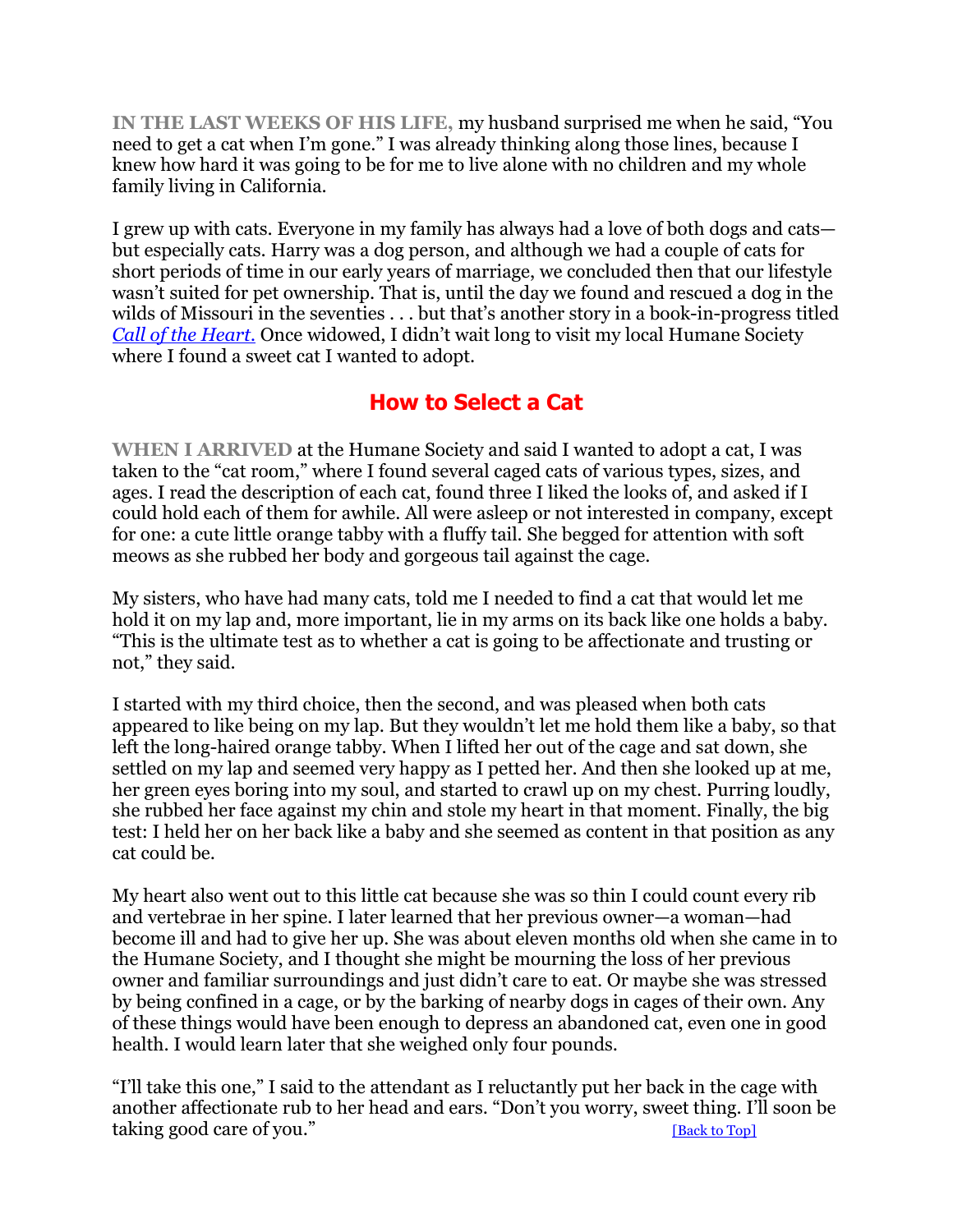**IN THE LAST WEEKS OF HIS LIFE,** my husband surprised me when he said, “You need to get a cat when I’m gone.” I was already thinking along those lines, because I knew how hard it was going to be for me to live alone with no children and my whole family living in California.

I grew up with cats. Everyone in my family has always had a love of both dogs and cats—but especially cats. Harry was a dog person, and although we had a couple of cats for short periods of time in our early years of marriage, we concluded then that our lifestyle wasn’t suited for pet ownership. That is, until the day we found and rescued a dog in the wilds of Missouri in the seventies . . . but that’s another story in a book-in-progress titled *Call of the Heart*. Once widowed, I didn’t wait long to visit my local Humane Society where I found a sweet cat I wanted to adopt.

## How to Select a Cat

**WHEN I ARRIVED** at the Humane Society and said I wanted to adopt a cat, I was taken to the “cat room,” where I found several caged cats of various types, sizes, and ages. I read the description of each cat, found three I liked the looks of, and asked if I could hold each of them for awhile. All were asleep or not interested in company, except for one: a cute little orange tabby with a fluffy tail. She begged for attention with soft meows as she rubbed her body and gorgeous tail against the cage.

My sisters, who have had many cats, told me I needed to find a cat that would let me hold it on my lap and, more important, lie in my arms on its back like one holds a baby. “This is the ultimate test as to whether a cat is going to be affectionate and trusting or not,” they said.

I started with my third choice, then the second, and was pleased when both cats appeared to like being on my lap. But they wouldn’t let me hold them like a baby, so that left the long-haired orange tabby. When I lifted her out of the cage and sat down, she settled on my lap and seemed very happy as I petted her. And then she looked up at me, her green eyes boring into my soul, and started to crawl up on my chest. Purring loudly, she rubbed her face against my chin and stole my heart in that moment. Finally, the big test: I held her on her back like a baby and she seemed as content in that position as any cat could be.

My heart also went out to this little cat because she was so thin I could count every rib and vertebrae in her spine. I later learned that her previous owner—a woman—had become ill and had to give her up. She was about eleven months old when she came in to the Humane Society, and I thought she might be mourning the loss of her previous owner and familiar surroundings and just didn’t care to eat. Or maybe she was stressed by being confined in a cage, or by the barking of nearby dogs in cages of their own. Any of these things would have been enough to depress an abandoned cat, even one in good health. I would learn later that she weighed only four pounds.

“I’ll take this one,” I said to the attendant as I reluctantly put her back in the cage with another affectionate rub to her head and ears. “Don’t you worry, sweet thing. I’ll soon be taking good care of you.” [Back to Top]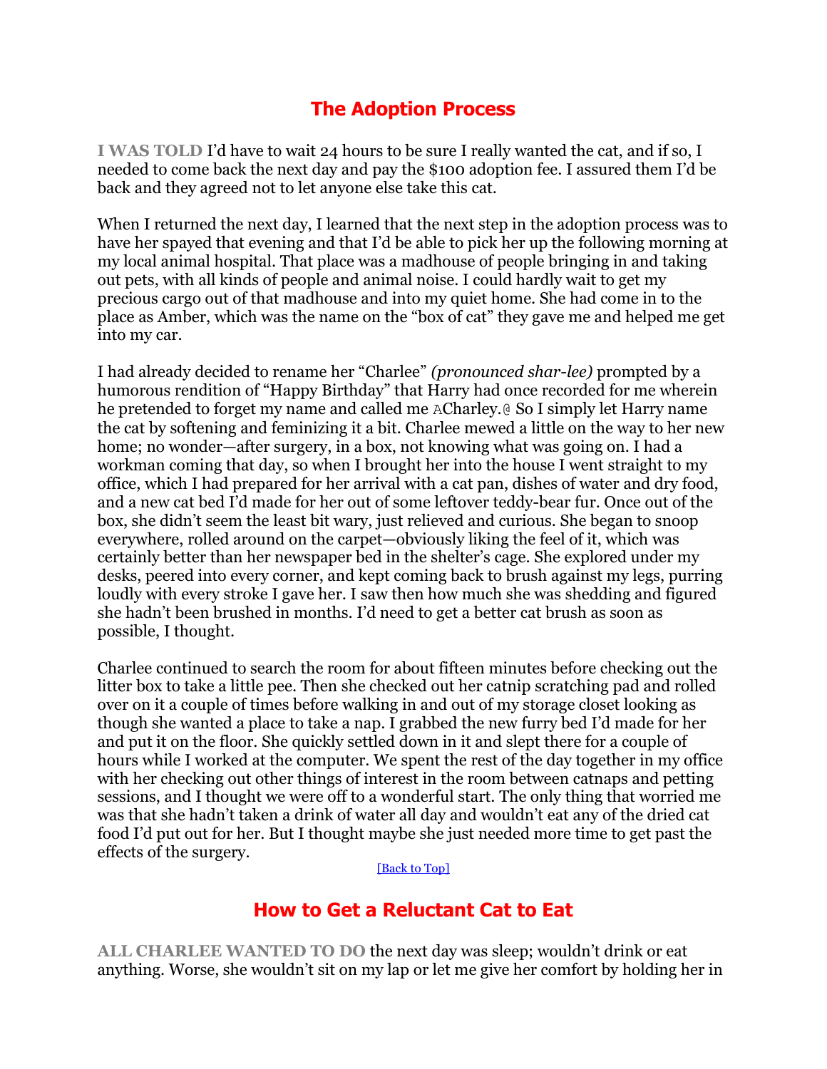## The Adoption Process

**I WAS TOLD** I'd have to wait 24 hours to be sure I really wanted the cat, and if so, I needed to come back the next day and pay the $100 adoption fee. I assured them I'd be back and they agreed not to let anyone else take this cat.

When I returned the next day, I learned that the next step in the adoption process was to have her spayed that evening and that I'd be able to pick her up the following morning at my local animal hospital. That place was a madhouse of people bringing in and taking out pets, with all kinds of people and animal noise. I could hardly wait to get my precious cargo out of that madhouse and into my quiet home. She had come in to the place as Amber, which was the name on the "box of cat" they gave me and helped me get into my car.

I had already decided to rename her "Charlee" *(pronounced shar-lee)* prompted by a humorous rendition of "Happy Birthday" that Harry had once recorded for me wherein he pretended to forget my name and called me ACharley.@ So I simply let Harry name the cat by softening and feminizing it a bit. Charlee mewed a little on the way to her new home; no wonder—after surgery, in a box, not knowing what was going on. I had a workman coming that day, so when I brought her into the house I went straight to my office, which I had prepared for her arrival with a cat pan, dishes of water and dry food, and a new cat bed I'd made for her out of some leftover teddy-bear fur. Once out of the box, she didn't seem the least bit wary, just relieved and curious. She began to snoop everywhere, rolled around on the carpet—obviously liking the feel of it, which was certainly better than her newspaper bed in the shelter's cage. She explored under my desks, peered into every corner, and kept coming back to brush against my legs, purring loudly with every stroke I gave her. I saw then how much she was shedding and figured she hadn't been brushed in months. I'd need to get a better cat brush as soon as possible, I thought.

Charlee continued to search the room for about fifteen minutes before checking out the litter box to take a little pee. Then she checked out her catnip scratching pad and rolled over on it a couple of times before walking in and out of my storage closet looking as though she wanted a place to take a nap. I grabbed the new furry bed I'd made for her and put it on the floor. She quickly settled down in it and slept there for a couple of hours while I worked at the computer. We spent the rest of the day together in my office with her checking out other things of interest in the room between catnaps and petting sessions, and I thought we were off to a wonderful start. The only thing that worried me was that she hadn't taken a drink of water all day and wouldn't eat any of the dried cat food I'd put out for her. But I thought maybe she just needed more time to get past the effects of the surgery.

[Back to Top]

## How to Get a Reluctant Cat to Eat

**ALL CHARLEE WANTED TO DO** the next day was sleep; wouldn't drink or eat anything. Worse, she wouldn't sit on my lap or let me give her comfort by holding her in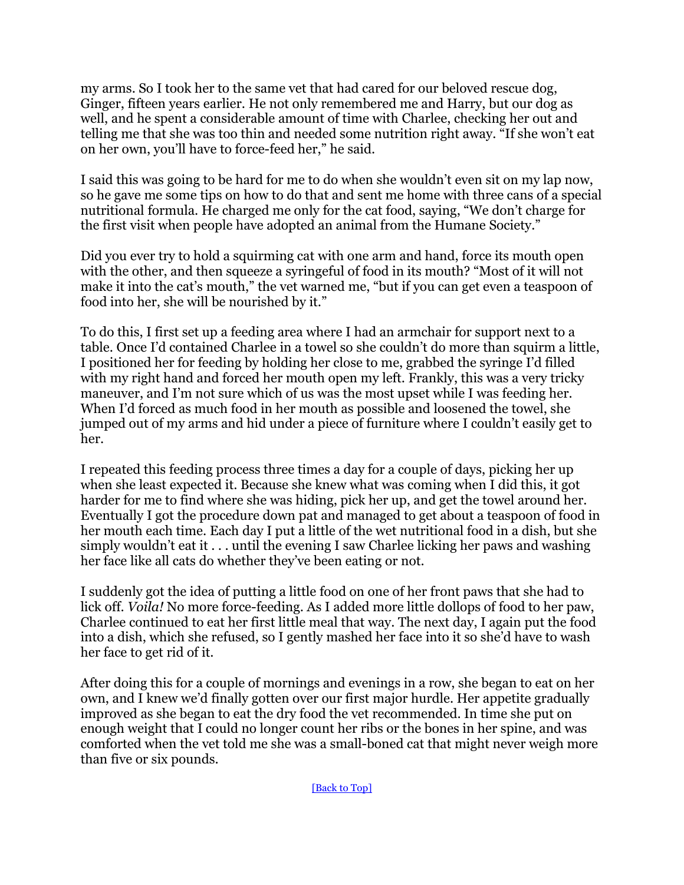my arms. So I took her to the same vet that had cared for our beloved rescue dog, Ginger, fifteen years earlier. He not only remembered me and Harry, but our dog as well, and he spent a considerable amount of time with Charlee, checking her out and telling me that she was too thin and needed some nutrition right away. "If she won't eat on her own, you'll have to force-feed her," he said.

I said this was going to be hard for me to do when she wouldn't even sit on my lap now, so he gave me some tips on how to do that and sent me home with three cans of a special nutritional formula. He charged me only for the cat food, saying, "We don't charge for the first visit when people have adopted an animal from the Humane Society."

Did you ever try to hold a squirming cat with one arm and hand, force its mouth open with the other, and then squeeze a syringeful of food in its mouth? "Most of it will not make it into the cat's mouth," the vet warned me, "but if you can get even a teaspoon of food into her, she will be nourished by it."

To do this, I first set up a feeding area where I had an armchair for support next to a table. Once I'd contained Charlee in a towel so she couldn't do more than squirm a little, I positioned her for feeding by holding her close to me, grabbed the syringe I'd filled with my right hand and forced her mouth open my left. Frankly, this was a very tricky maneuver, and I'm not sure which of us was the most upset while I was feeding her. When I'd forced as much food in her mouth as possible and loosened the towel, she jumped out of my arms and hid under a piece of furniture where I couldn't easily get to her.

I repeated this feeding process three times a day for a couple of days, picking her up when she least expected it. Because she knew what was coming when I did this, it got harder for me to find where she was hiding, pick her up, and get the towel around her. Eventually I got the procedure down pat and managed to get about a teaspoon of food in her mouth each time. Each day I put a little of the wet nutritional food in a dish, but she simply wouldn't eat it . . . until the evening I saw Charlee licking her paws and washing her face like all cats do whether they've been eating or not.

I suddenly got the idea of putting a little food on one of her front paws that she had to lick off. *Voila!* No more force-feeding. As I added more little dollops of food to her paw, Charlee continued to eat her first little meal that way. The next day, I again put the food into a dish, which she refused, so I gently mashed her face into it so she'd have to wash her face to get rid of it.

After doing this for a couple of mornings and evenings in a row, she began to eat on her own, and I knew we'd finally gotten over our first major hurdle. Her appetite gradually improved as she began to eat the dry food the vet recommended. In time she put on enough weight that I could no longer count her ribs or the bones in her spine, and was comforted when the vet told me she was a small-boned cat that might never weigh more than five or six pounds.

[Back to Top]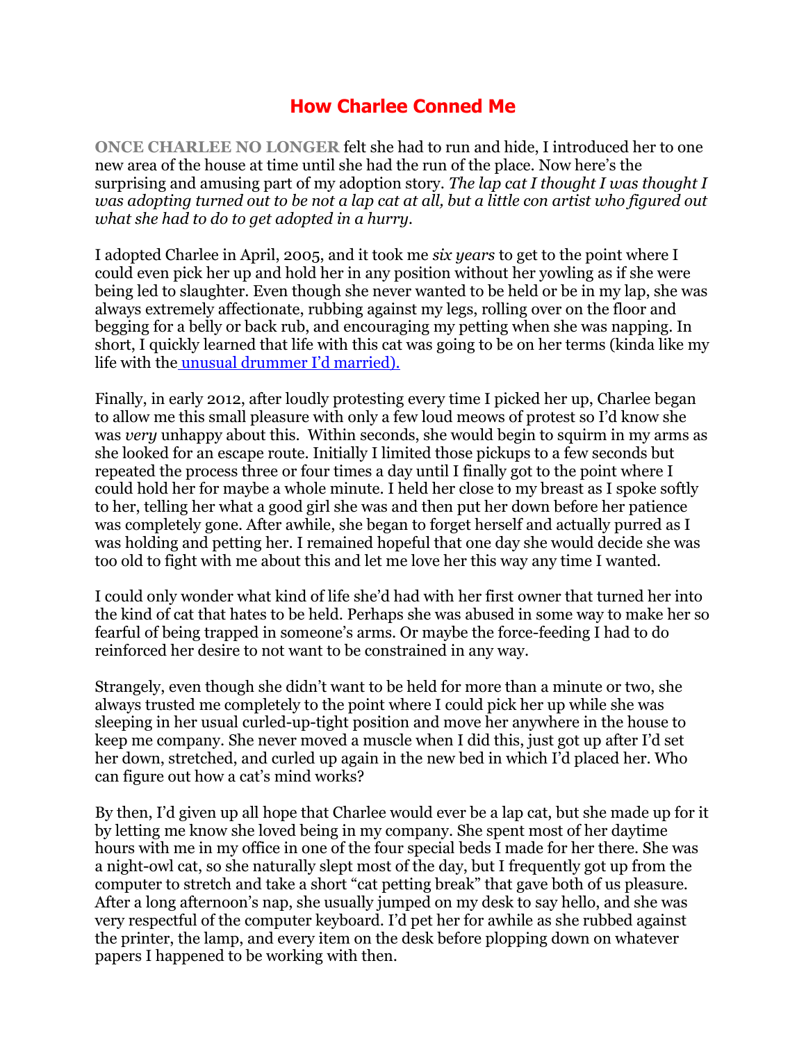# How Charlee Conned Me

**ONCE CHARLEE NO LONGER** felt she had to run and hide, I introduced her to one new area of the house at time until she had the run of the place. Now here's the surprising and amusing part of my adoption story. *The lap cat I thought I was thought I was adopting turned out to be not a lap cat at all, but a little con artist who figured out what she had to do to get adopted in a hurry.*

I adopted Charlee in April, 2005, and it took me *six years* to get to the point where I could even pick her up and hold her in any position without her yowling as if she were being led to slaughter. Even though she never wanted to be held or be in my lap, she was always extremely affectionate, rubbing against my legs, rolling over on the floor and begging for a belly or back rub, and encouraging my petting when she was napping. In short, I quickly learned that life with this cat was going to be on her terms (kinda like my life with the unusual drummer I'd married).

Finally, in early 2012, after loudly protesting every time I picked her up, Charlee began to allow me this small pleasure with only a few loud meows of protest so I'd know she was *very* unhappy about this. Within seconds, she would begin to squirm in my arms as she looked for an escape route. Initially I limited those pickups to a few seconds but repeated the process three or four times a day until I finally got to the point where I could hold her for maybe a whole minute. I held her close to my breast as I spoke softly to her, telling her what a good girl she was and then put her down before her patience was completely gone. After awhile, she began to forget herself and actually purred as I was holding and petting her. I remained hopeful that one day she would decide she was too old to fight with me about this and let me love her this way any time I wanted.

I could only wonder what kind of life she'd had with her first owner that turned her into the kind of cat that hates to be held. Perhaps she was abused in some way to make her so fearful of being trapped in someone's arms. Or maybe the force-feeding I had to do reinforced her desire to not want to be constrained in any way.

Strangely, even though she didn't want to be held for more than a minute or two, she always trusted me completely to the point where I could pick her up while she was sleeping in her usual curled-up-tight position and move her anywhere in the house to keep me company. She never moved a muscle when I did this, just got up after I'd set her down, stretched, and curled up again in the new bed in which I'd placed her. Who can figure out how a cat's mind works?

By then, I'd given up all hope that Charlee would ever be a lap cat, but she made up for it by letting me know she loved being in my company. She spent most of her daytime hours with me in my office in one of the four special beds I made for her there. She was a night-owl cat, so she naturally slept most of the day, but I frequently got up from the computer to stretch and take a short "cat petting break" that gave both of us pleasure. After a long afternoon's nap, she usually jumped on my desk to say hello, and she was very respectful of the computer keyboard. I'd pet her for awhile as she rubbed against the printer, the lamp, and every item on the desk before plopping down on whatever papers I happened to be working with then.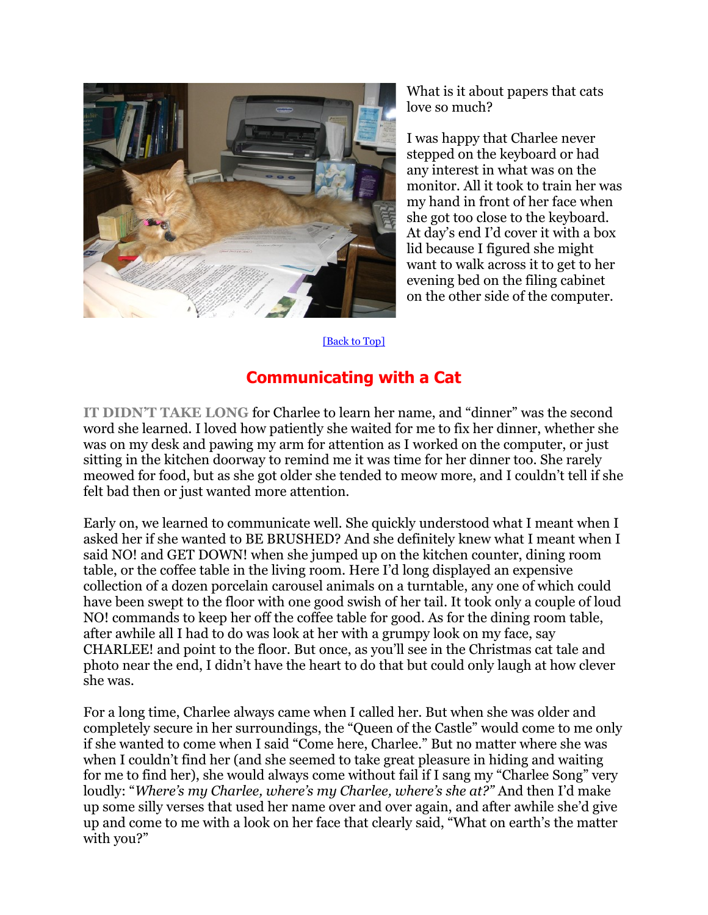What is it about papers that cats love so much?

I was happy that Charlee never stepped on the keyboard or had any interest in what was on the monitor. All it took to train her was my hand in front of her face when she got too close to the keyboard. At day's end I'd cover it with a box lid because I figured she might want to walk across it to get to her evening bed on the filing cabinet on the other side of the computer.

[Back to Top]

## Communicating with a Cat

**IT DIDN'T TAKE LONG** for Charlee to learn her name, and "dinner" was the second word she learned. I loved how patiently she waited for me to fix her dinner, whether she was on my desk and pawing my arm for attention as I worked on the computer, or just sitting in the kitchen doorway to remind me it was time for her dinner too. She rarely meowed for food, but as she got older she tended to meow more, and I couldn't tell if she felt bad then or just wanted more attention.

Early on, we learned to communicate well. She quickly understood what I meant when I asked her if she wanted to BE BRUSHED? And she definitely knew what I meant when I said NO! and GET DOWN! when she jumped up on the kitchen counter, dining room table, or the coffee table in the living room. Here I'd long displayed an expensive collection of a dozen porcelain carousel animals on a turntable, any one of which could have been swept to the floor with one good swish of her tail. It took only a couple of loud NO! commands to keep her off the coffee table for good. As for the dining room table, after awhile all I had to do was look at her with a grumpy look on my face, say CHARLEE! and point to the floor. But once, as you'll see in the Christmas cat tale and photo near the end, I didn't have the heart to do that but could only laugh at how clever she was.

For a long time, Charlee always came when I called her. But when she was older and completely secure in her surroundings, the "Queen of the Castle" would come to me only if she wanted to come when I said "Come here, Charlee." But no matter where she was when I couldn't find her (and she seemed to take great pleasure in hiding and waiting for me to find her), she would always come without fail if I sang my "Charlee Song" very loudly: "*Where's my Charlee, where's my Charlee, where's she at?*" And then I'd make up some silly verses that used her name over and over again, and after awhile she'd give up and come to me with a look on her face that clearly said, "What on earth's the matter with you?"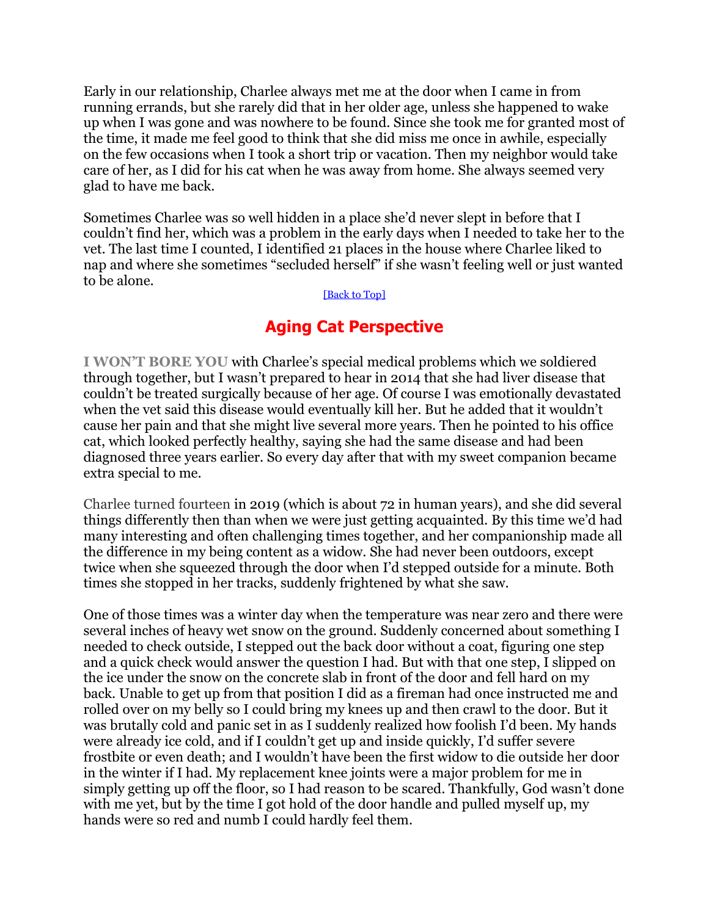Early in our relationship, Charlee always met me at the door when I came in from running errands, but she rarely did that in her older age, unless she happened to wake up when I was gone and was nowhere to be found. Since she took me for granted most of the time, it made me feel good to think that she did miss me once in awhile, especially on the few occasions when I took a short trip or vacation. Then my neighbor would take care of her, as I did for his cat when he was away from home. She always seemed very glad to have me back.

Sometimes Charlee was so well hidden in a place she'd never slept in before that I couldn't find her, which was a problem in the early days when I needed to take her to the vet. The last time I counted, I identified 21 places in the house where Charlee liked to nap and where she sometimes "secluded herself" if she wasn't feeling well or just wanted to be alone.

[Back to Top]

## Aging Cat Perspective

**I WON'T BORE YOU** with Charlee's special medical problems which we soldiered through together, but I wasn't prepared to hear in 2014 that she had liver disease that couldn't be treated surgically because of her age. Of course I was emotionally devastated when the vet said this disease would eventually kill her. But he added that it wouldn't cause her pain and that she might live several more years. Then he pointed to his office cat, which looked perfectly healthy, saying she had the same disease and had been diagnosed three years earlier. So every day after that with my sweet companion became extra special to me.

Charlee turned fourteen in 2019 (which is about 72 in human years), and she did several things differently then than when we were just getting acquainted. By this time we'd had many interesting and often challenging times together, and her companionship made all the difference in my being content as a widow. She had never been outdoors, except twice when she squeezed through the door when I'd stepped outside for a minute. Both times she stopped in her tracks, suddenly frightened by what she saw.

One of those times was a winter day when the temperature was near zero and there were several inches of heavy wet snow on the ground. Suddenly concerned about something I needed to check outside, I stepped out the back door without a coat, figuring one step and a quick check would answer the question I had. But with that one step, I slipped on the ice under the snow on the concrete slab in front of the door and fell hard on my back. Unable to get up from that position I did as a fireman had once instructed me and rolled over on my belly so I could bring my knees up and then crawl to the door. But it was brutally cold and panic set in as I suddenly realized how foolish I'd been. My hands were already ice cold, and if I couldn't get up and inside quickly, I'd suffer severe frostbite or even death; and I wouldn't have been the first widow to die outside her door in the winter if I had. My replacement knee joints were a major problem for me in simply getting up off the floor, so I had reason to be scared. Thankfully, God wasn't done with me yet, but by the time I got hold of the door handle and pulled myself up, my hands were so red and numb I could hardly feel them.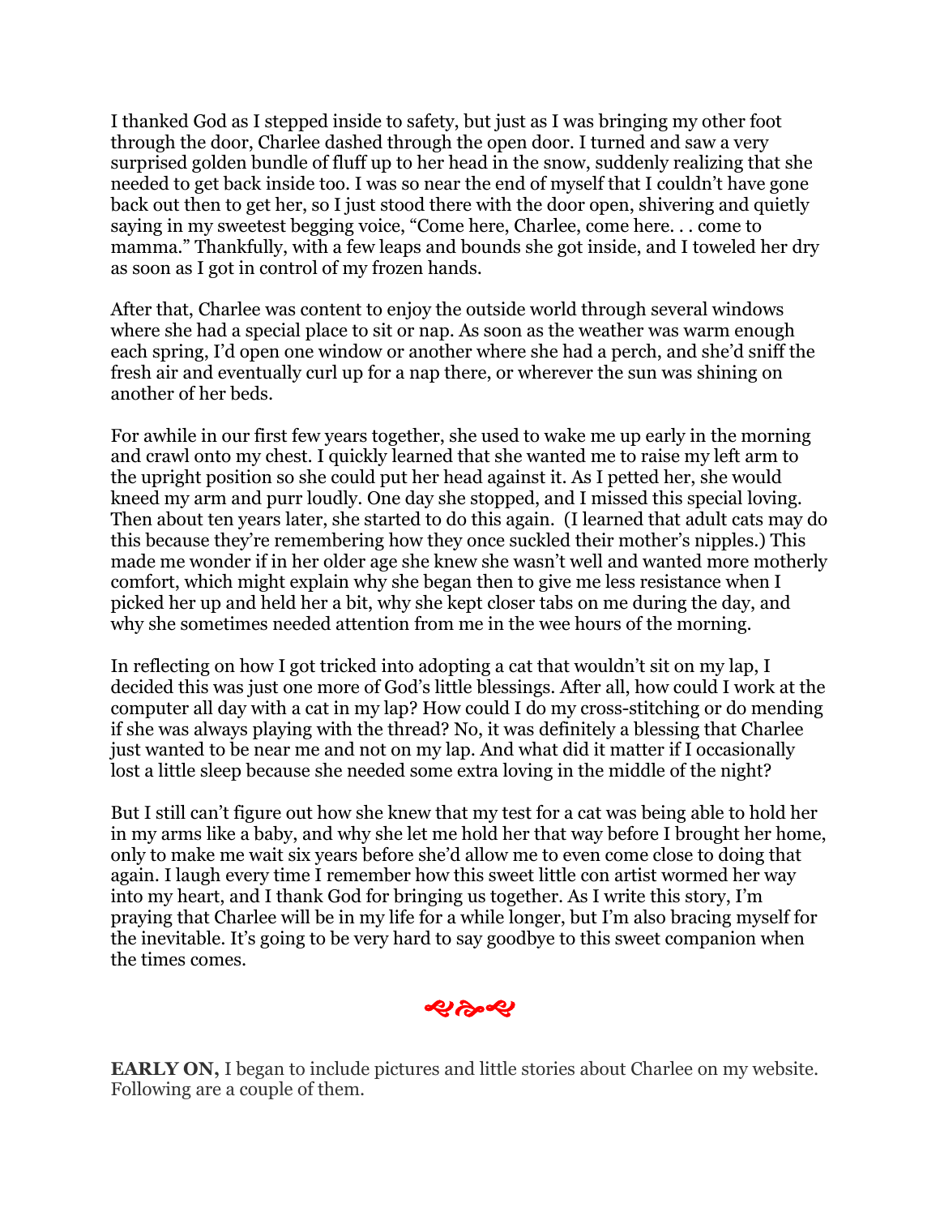I thanked God as I stepped inside to safety, but just as I was bringing my other foot through the door, Charlee dashed through the open door. I turned and saw a very surprised golden bundle of fluff up to her head in the snow, suddenly realizing that she needed to get back inside too. I was so near the end of myself that I couldn't have gone back out then to get her, so I just stood there with the door open, shivering and quietly saying in my sweetest begging voice, "Come here, Charlee, come here. . . come to mamma." Thankfully, with a few leaps and bounds she got inside, and I toweled her dry as soon as I got in control of my frozen hands.

After that, Charlee was content to enjoy the outside world through several windows where she had a special place to sit or nap. As soon as the weather was warm enough each spring, I'd open one window or another where she had a perch, and she'd sniff the fresh air and eventually curl up for a nap there, or wherever the sun was shining on another of her beds.

For awhile in our first few years together, she used to wake me up early in the morning and crawl onto my chest. I quickly learned that she wanted me to raise my left arm to the upright position so she could put her head against it. As I petted her, she would kneed my arm and purr loudly. One day she stopped, and I missed this special loving. Then about ten years later, she started to do this again. (I learned that adult cats may do this because they're remembering how they once suckled their mother's nipples.) This made me wonder if in her older age she knew she wasn't well and wanted more motherly comfort, which might explain why she began then to give me less resistance when I picked her up and held her a bit, why she kept closer tabs on me during the day, and why she sometimes needed attention from me in the wee hours of the morning.

In reflecting on how I got tricked into adopting a cat that wouldn't sit on my lap, I decided this was just one more of God's little blessings. After all, how could I work at the computer all day with a cat in my lap? How could I do my cross-stitching or do mending if she was always playing with the thread? No, it was definitely a blessing that Charlee just wanted to be near me and not on my lap. And what did it matter if I occasionally lost a little sleep because she needed some extra loving in the middle of the night?

But I still can't figure out how she knew that my test for a cat was being able to hold her in my arms like a baby, and why she let me hold her that way before I brought her home, only to make me wait six years before she'd allow me to even come close to doing that again. I laugh every time I remember how this sweet little con artist wormed her way into my heart, and I thank God for bringing us together. As I write this story, I'm praying that Charlee will be in my life for a while longer, but I'm also bracing myself for the inevitable. It's going to be very hard to say goodbye to this sweet companion when the times comes.

❧❧❧

**EARLY ON,** I began to include pictures and little stories about Charlee on my website. Following are a couple of them.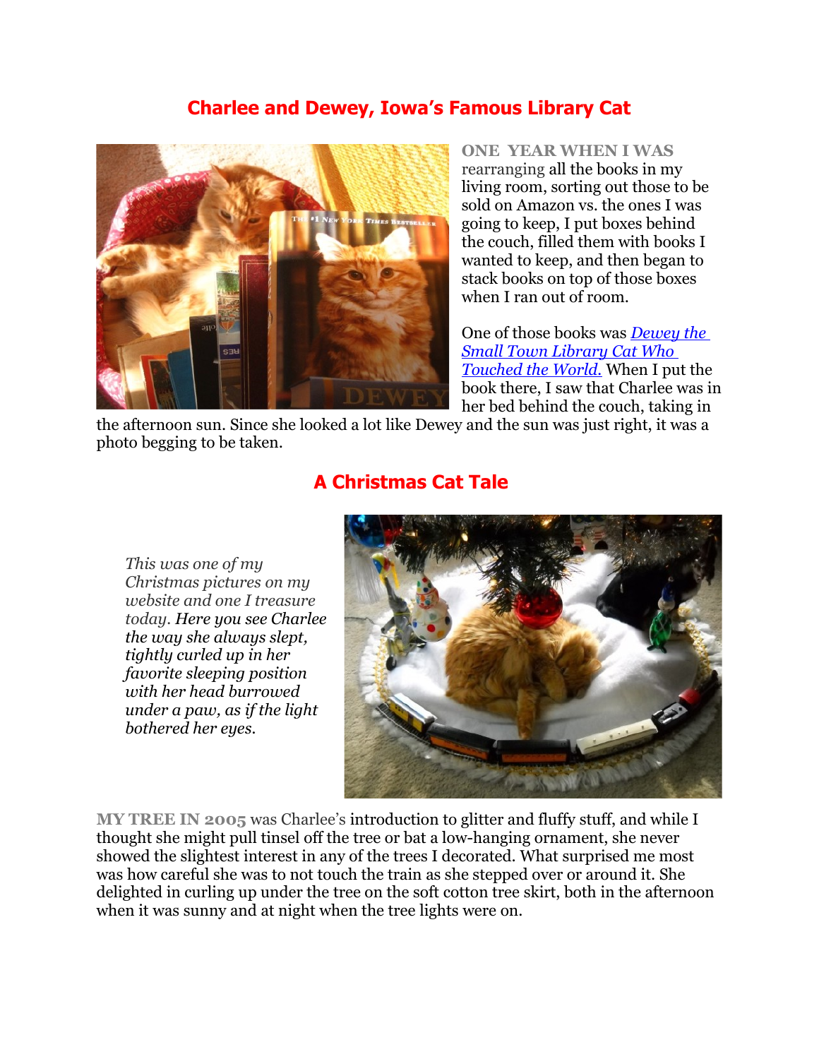## Charlee and Dewey, Iowa's Famous Library Cat

ONE YEAR WHEN I WAS rearranging all the books in my living room, sorting out those to be sold on Amazon vs. the ones I was going to keep, I put boxes behind the couch, filled them with books I wanted to keep, and then began to stack books on top of those boxes when I ran out of room.

One of those books was *Dewey the Small Town Library Cat Who Touched the World.* When I put the book there, I saw that Charlee was in her bed behind the couch, taking in the afternoon sun. Since she looked a lot like Dewey and the sun was just right, it was a photo begging to be taken.

## A Christmas Cat Tale

*This was one of my Christmas pictures on my website and one I treasure today. Here you see Charlee the way she always slept, tightly curled up in her favorite sleeping position with her head burrowed under a paw, as if the light bothered her eyes.*

MY TREE IN 2005 was Charlee's introduction to glitter and fluffy stuff, and while I thought she might pull tinsel off the tree or bat a low-hanging ornament, she never showed the slightest interest in any of the trees I decorated. What surprised me most was how careful she was to not touch the train as she stepped over or around it. She delighted in curling up under the tree on the soft cotton tree skirt, both in the afternoon when it was sunny and at night when the tree lights were on.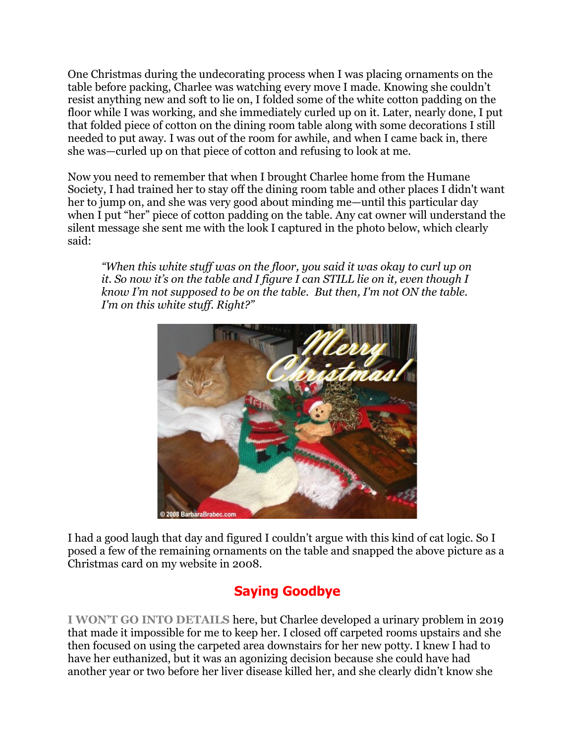One Christmas during the undecorating process when I was placing ornaments on the table before packing, Charlee was watching every move I made. Knowing she couldn't resist anything new and soft to lie on, I folded some of the white cotton padding on the floor while I was working, and she immediately curled up on it. Later, nearly done, I put that folded piece of cotton on the dining room table along with some decorations I still needed to put away. I was out of the room for awhile, and when I came back in, there she was—curled up on that piece of cotton and refusing to look at me.

Now you need to remember that when I brought Charlee home from the Humane Society, I had trained her to stay off the dining room table and other places I didn't want her to jump on, and she was very good about minding me—until this particular day when I put "her" piece of cotton padding on the table. Any cat owner will understand the silent message she sent me with the look I captured in the photo below, which clearly said:

> *"When this white stuff was on the floor, you said it was okay to curl up on it. So now it's on the table and I figure I can STILL lie on it, even though I know I'm not supposed to be on the table. But then, I'm not ON the table. I'm on this white stuff. Right?"*

I had a good laugh that day and figured I couldn't argue with this kind of cat logic. So I posed a few of the remaining ornaments on the table and snapped the above picture as a Christmas card on my website in 2008.

## Saying Goodbye

**I WON'T GO INTO DETAILS** here, but Charlee developed a urinary problem in 2019 that made it impossible for me to keep her. I closed off carpeted rooms upstairs and she then focused on using the carpeted area downstairs for her new potty. I knew I had to have her euthanized, but it was an agonizing decision because she could have had another year or two before her liver disease killed her, and she clearly didn't know she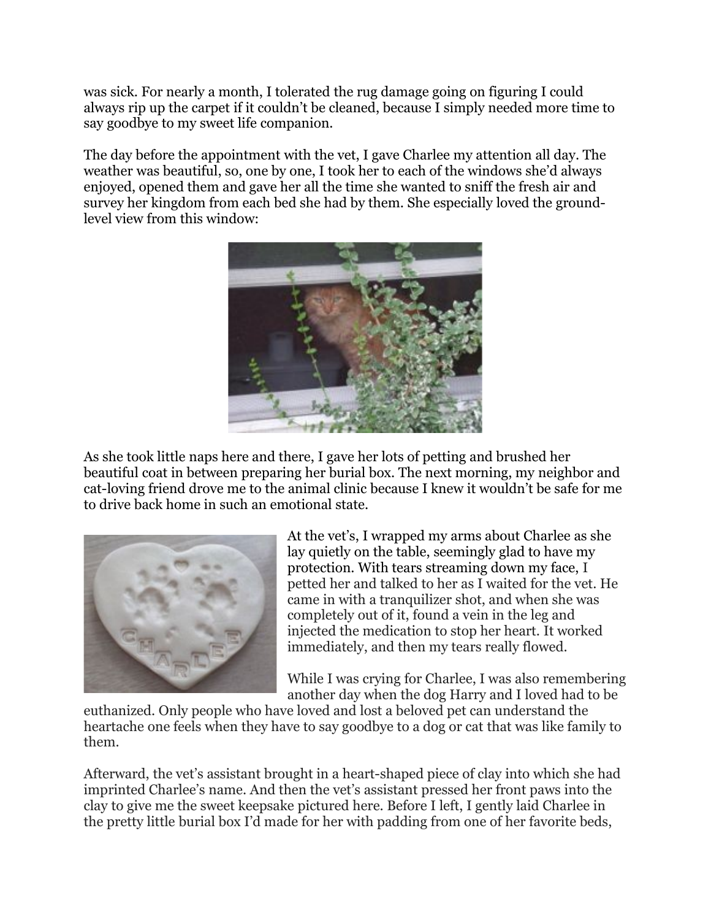was sick. For nearly a month, I tolerated the rug damage going on figuring I could always rip up the carpet if it couldn't be cleaned, because I simply needed more time to say goodbye to my sweet life companion.

The day before the appointment with the vet, I gave Charlee my attention all day. The weather was beautiful, so, one by one, I took her to each of the windows she'd always enjoyed, opened them and gave her all the time she wanted to sniff the fresh air and survey her kingdom from each bed she had by them. She especially loved the ground-level view from this window:

As she took little naps here and there, I gave her lots of petting and brushed her beautiful coat in between preparing her burial box. The next morning, my neighbor and cat-loving friend drove me to the animal clinic because I knew it wouldn't be safe for me to drive back home in such an emotional state.

At the vet's, I wrapped my arms about Charlee as she lay quietly on the table, seemingly glad to have my protection. With tears streaming down my face, I petted her and talked to her as I waited for the vet. He came in with a tranquilizer shot, and when she was completely out of it, found a vein in the leg and injected the medication to stop her heart. It worked immediately, and then my tears really flowed.

While I was crying for Charlee, I was also remembering another day when the dog Harry and I loved had to be euthanized. Only people who have loved and lost a beloved pet can understand the heartache one feels when they have to say goodbye to a dog or cat that was like family to them.

Afterward, the vet's assistant brought in a heart-shaped piece of clay into which she had imprinted Charlee's name. And then the vet's assistant pressed her front paws into the clay to give me the sweet keepsake pictured here. Before I left, I gently laid Charlee in the pretty little burial box I'd made for her with padding from one of her favorite beds,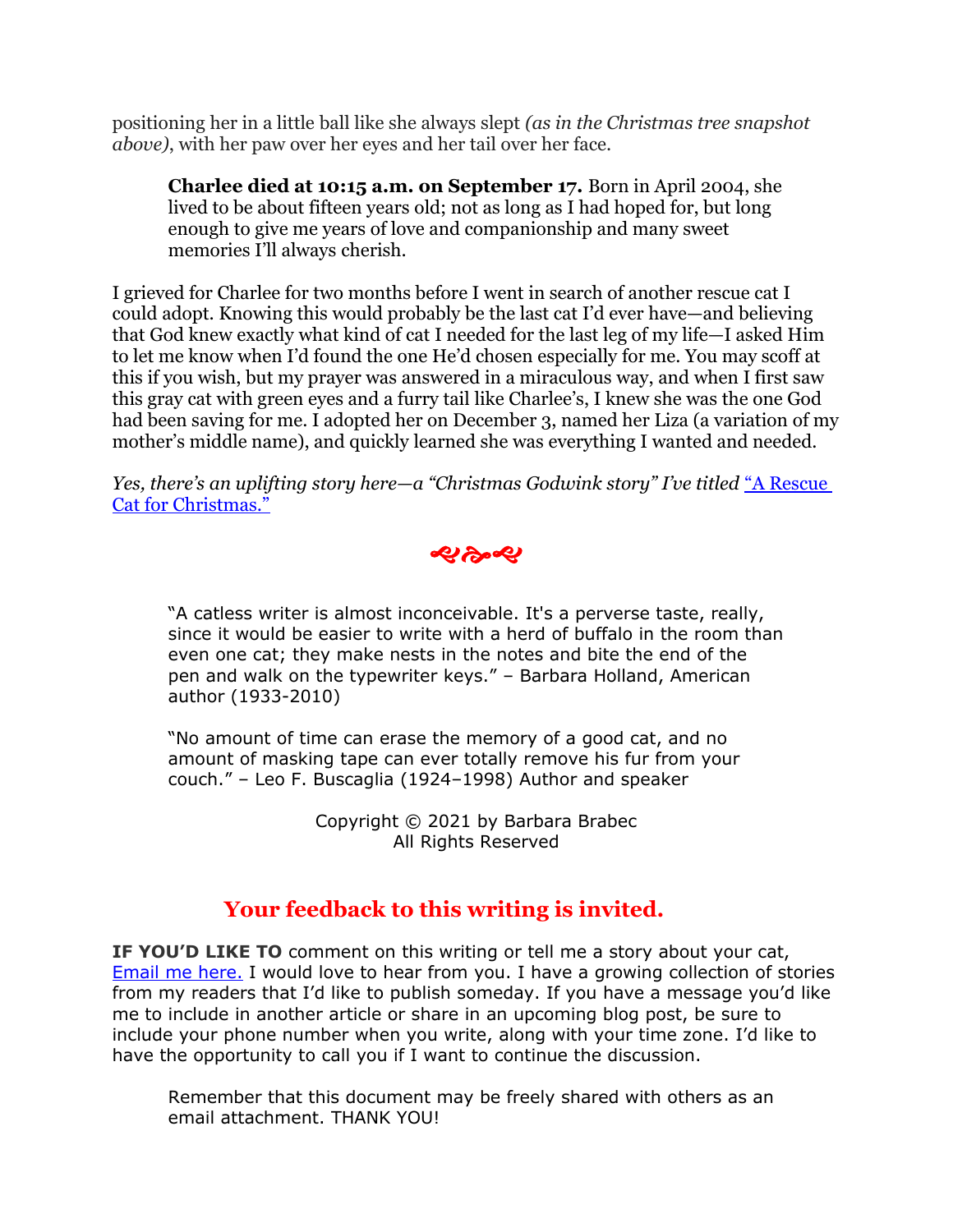positioning her in a little ball like she always slept *(as in the Christmas tree snapshot above)*, with her paw over her eyes and her tail over her face.

> **Charlee died at 10:15 a.m. on September 17.** Born in April 2004, she lived to be about fifteen years old; not as long as I had hoped for, but long enough to give me years of love and companionship and many sweet memories I'll always cherish.

I grieved for Charlee for two months before I went in search of another rescue cat I could adopt. Knowing this would probably be the last cat I'd ever have—and believing that God knew exactly what kind of cat I needed for the last leg of my life—I asked Him to let me know when I'd found the one He'd chosen especially for me. You may scoff at this if you wish, but my prayer was answered in a miraculous way, and when I first saw this gray cat with green eyes and a furry tail like Charlee's, I knew she was the one God had been saving for me. I adopted her on December 3, named her Liza (a variation of my mother's middle name), and quickly learned she was everything I wanted and needed.

*Yes, there's an uplifting story here—a "Christmas Godwink story" I've titled* "A Rescue Cat for Christmas."

> "A catless writer is almost inconceivable. It's a perverse taste, really, since it would be easier to write with a herd of buffalo in the room than even one cat; they make nests in the notes and bite the end of the pen and walk on the typewriter keys." – Barbara Holland, American author (1933-2010)
>
> "No amount of time can erase the memory of a good cat, and no amount of masking tape can ever totally remove his fur from your couch." – Leo F. Buscaglia (1924–1998) Author and speaker

Copyright © 2021 by Barbara Brabec
All Rights Reserved

## Your feedback to this writing is invited.

**IF YOU'D LIKE TO** comment on this writing or tell me a story about your cat, Email me here. I would love to hear from you. I have a growing collection of stories from my readers that I'd like to publish someday. If you have a message you'd like me to include in another article or share in an upcoming blog post, be sure to include your phone number when you write, along with your time zone. I'd like to have the opportunity to call you if I want to continue the discussion.

> Remember that this document may be freely shared with others as an email attachment. THANK YOU!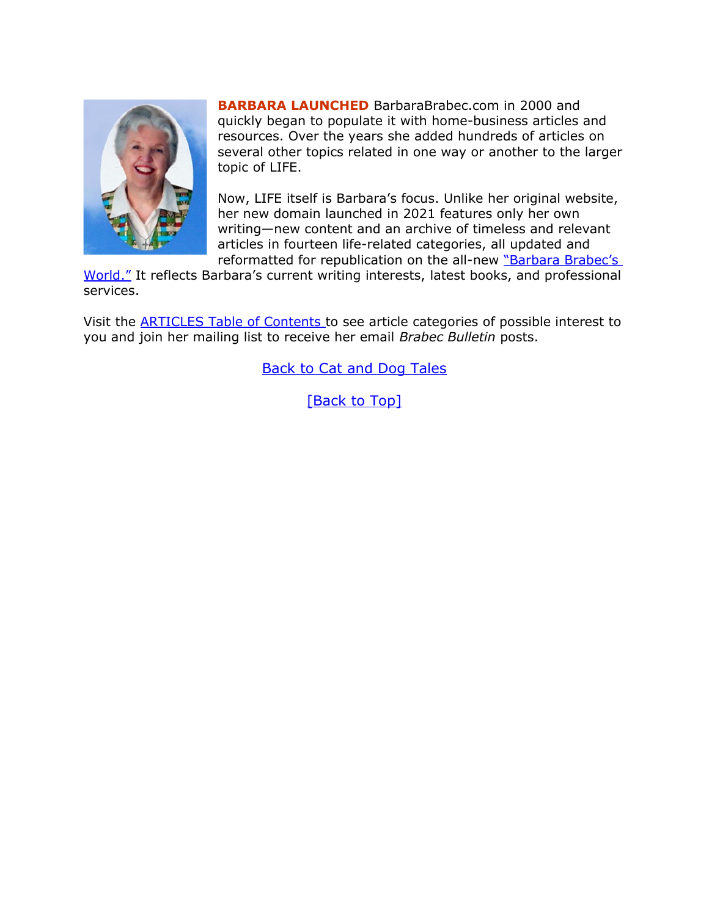**BARBARA LAUNCHED** BarbaraBrabec.com in 2000 and quickly began to populate it with home-business articles and resources. Over the years she added hundreds of articles on several other topics related in one way or another to the larger topic of LIFE.

Now, LIFE itself is Barbara's focus. Unlike her original website, her new domain launched in 2021 features only her own writing—new content and an archive of timeless and relevant articles in fourteen life-related categories, all updated and reformatted for republication on the all-new "Barbara Brabec's World." It reflects Barbara's current writing interests, latest books, and professional services.

Visit the ARTICLES Table of Contents to see article categories of possible interest to you and join her mailing list to receive her email *Brabec Bulletin* posts.

Back to Cat and Dog Tales

[Back to Top]